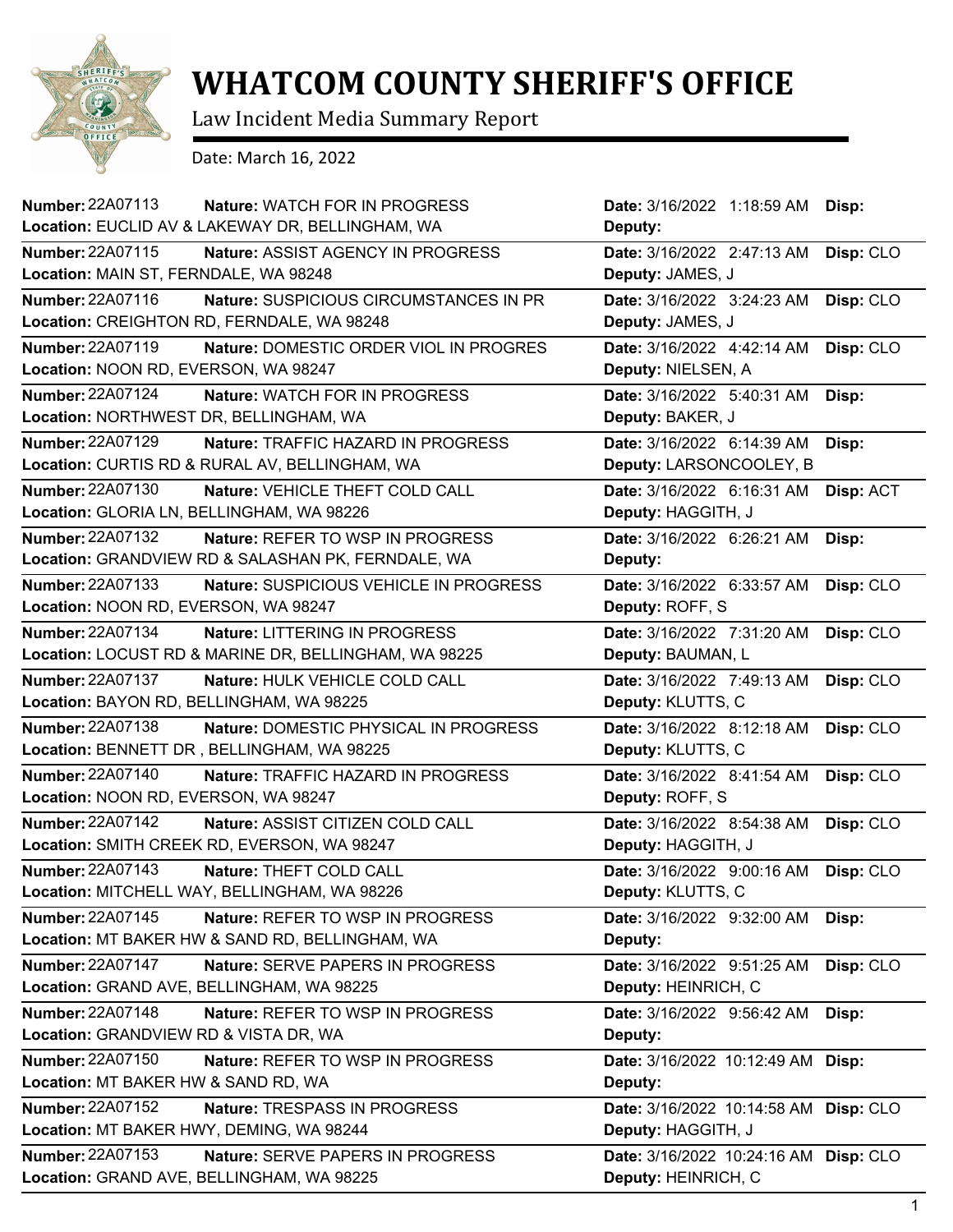# WHATCOM COUNTY SHERIFF'S OFFICE

Law Incident Media Summary Report

Date: March 16, 2022

| Number | Nature | Location | Date | Deputy | Disp |
|---|---|---|---|---|---|
| 22A07113 | WATCH FOR IN PROGRESS | EUCLID AV & LAKEWAY DR, BELLINGHAM, WA | 3/16/2022 1:18:59 AM | | |
| 22A07115 | ASSIST AGENCY IN PROGRESS | MAIN ST, FERNDALE, WA 98248 | 3/16/2022 2:47:13 AM | JAMES, J | CLO |
| 22A07116 | SUSPICIOUS CIRCUMSTANCES IN PR | CREIGHTON RD, FERNDALE, WA 98248 | 3/16/2022 3:24:23 AM | JAMES, J | CLO |
| 22A07119 | DOMESTIC ORDER VIOL IN PROGRES | NOON RD, EVERSON, WA 98247 | 3/16/2022 4:42:14 AM | NIELSEN, A | CLO |
| 22A07124 | WATCH FOR IN PROGRESS | NORTHWEST DR, BELLINGHAM, WA | 3/16/2022 5:40:31 AM | BAKER, J | |
| 22A07129 | TRAFFIC HAZARD IN PROGRESS | CURTIS RD & RURAL AV, BELLINGHAM, WA | 3/16/2022 6:14:39 AM | LARSONCOOLEY, B | |
| 22A07130 | VEHICLE THEFT COLD CALL | GLORIA LN, BELLINGHAM, WA 98226 | 3/16/2022 6:16:31 AM | HAGGITH, J | ACT |
| 22A07132 | REFER TO WSP IN PROGRESS | GRANDVIEW RD & SALASHAN PK, FERNDALE, WA | 3/16/2022 6:26:21 AM | | |
| 22A07133 | SUSPICIOUS VEHICLE IN PROGRESS | NOON RD, EVERSON, WA 98247 | 3/16/2022 6:33:57 AM | ROFF, S | CLO |
| 22A07134 | LITTERING IN PROGRESS | LOCUST RD & MARINE DR, BELLINGHAM, WA 98225 | 3/16/2022 7:31:20 AM | BAUMAN, L | CLO |
| 22A07137 | HULK VEHICLE COLD CALL | BAYON RD, BELLINGHAM, WA 98225 | 3/16/2022 7:49:13 AM | KLUTTS, C | CLO |
| 22A07138 | DOMESTIC PHYSICAL IN PROGRESS | BENNETT DR , BELLINGHAM, WA 98225 | 3/16/2022 8:12:18 AM | KLUTTS, C | CLO |
| 22A07140 | TRAFFIC HAZARD IN PROGRESS | NOON RD, EVERSON, WA 98247 | 3/16/2022 8:41:54 AM | ROFF, S | CLO |
| 22A07142 | ASSIST CITIZEN COLD CALL | SMITH CREEK RD, EVERSON, WA 98247 | 3/16/2022 8:54:38 AM | HAGGITH, J | CLO |
| 22A07143 | THEFT COLD CALL | MITCHELL WAY, BELLINGHAM, WA 98226 | 3/16/2022 9:00:16 AM | KLUTTS, C | CLO |
| 22A07145 | REFER TO WSP IN PROGRESS | MT BAKER HW & SAND RD, BELLINGHAM, WA | 3/16/2022 9:32:00 AM | | |
| 22A07147 | SERVE PAPERS IN PROGRESS | GRAND AVE, BELLINGHAM, WA 98225 | 3/16/2022 9:51:25 AM | HEINRICH, C | CLO |
| 22A07148 | REFER TO WSP IN PROGRESS | GRANDVIEW RD & VISTA DR, WA | 3/16/2022 9:56:42 AM | | |
| 22A07150 | REFER TO WSP IN PROGRESS | MT BAKER HW & SAND RD, WA | 3/16/2022 10:12:49 AM | | |
| 22A07152 | TRESPASS IN PROGRESS | MT BAKER HWY, DEMING, WA 98244 | 3/16/2022 10:14:58 AM | HAGGITH, J | CLO |
| 22A07153 | SERVE PAPERS IN PROGRESS | GRAND AVE, BELLINGHAM, WA 98225 | 3/16/2022 10:24:16 AM | HEINRICH, C | CLO |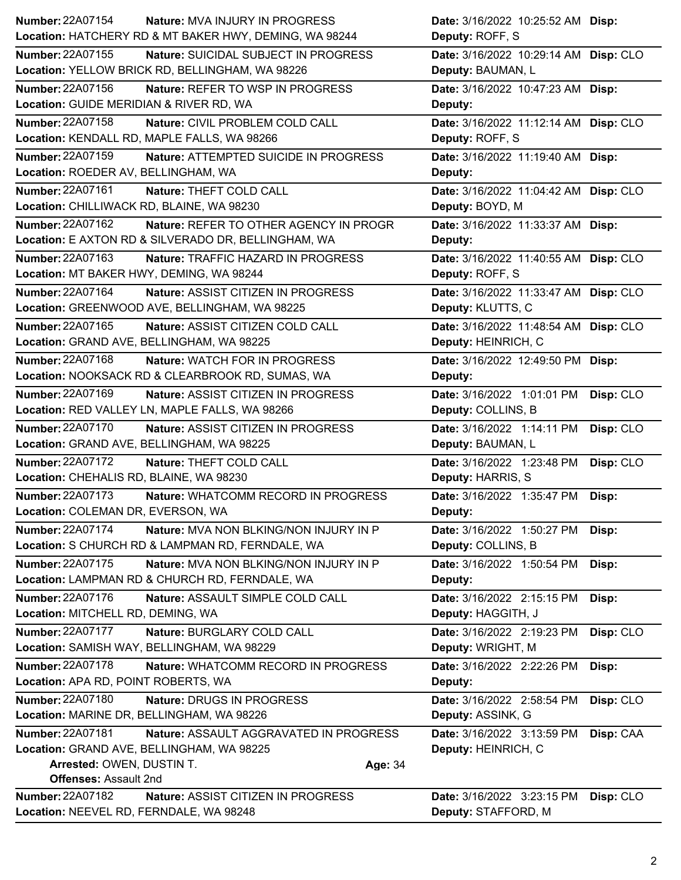**Number:** 22A07154 **Nature:** MVA INJURY IN PROGRESS **Date:** 3/16/2022 10:25:52 AM **Disp:**
**Location:** HATCHERY RD & MT BAKER HWY, DEMING, WA 98244 **Deputy:** ROFF, S

---

**Number:** 22A07155 **Nature:** SUICIDAL SUBJECT IN PROGRESS **Date:** 3/16/2022 10:29:14 AM **Disp:** CLO
**Location:** YELLOW BRICK RD, BELLINGHAM, WA 98226 **Deputy:** BAUMAN, L

---

**Number:** 22A07156 **Nature:** REFER TO WSP IN PROGRESS **Date:** 3/16/2022 10:47:23 AM **Disp:**
**Location:** GUIDE MERIDIAN & RIVER RD, WA **Deputy:**

---

**Number:** 22A07158 **Nature:** CIVIL PROBLEM COLD CALL **Date:** 3/16/2022 11:12:14 AM **Disp:** CLO
**Location:** KENDALL RD, MAPLE FALLS, WA 98266 **Deputy:** ROFF, S

---

**Number:** 22A07159 **Nature:** ATTEMPTED SUICIDE IN PROGRESS **Date:** 3/16/2022 11:19:40 AM **Disp:**
**Location:** ROEDER AV, BELLINGHAM, WA **Deputy:**

---

**Number:** 22A07161 **Nature:** THEFT COLD CALL **Date:** 3/16/2022 11:04:42 AM **Disp:** CLO
**Location:** CHILLIWACK RD, BLAINE, WA 98230 **Deputy:** BOYD, M

---

**Number:** 22A07162 **Nature:** REFER TO OTHER AGENCY IN PROGR **Date:** 3/16/2022 11:33:37 AM **Disp:**
**Location:** E AXTON RD & SILVERADO DR, BELLINGHAM, WA **Deputy:**

---

**Number:** 22A07163 **Nature:** TRAFFIC HAZARD IN PROGRESS **Date:** 3/16/2022 11:40:55 AM **Disp:** CLO
**Location:** MT BAKER HWY, DEMING, WA 98244 **Deputy:** ROFF, S

---

**Number:** 22A07164 **Nature:** ASSIST CITIZEN IN PROGRESS **Date:** 3/16/2022 11:33:47 AM **Disp:** CLO
**Location:** GREENWOOD AVE, BELLINGHAM, WA 98225 **Deputy:** KLUTTS, C

---

**Number:** 22A07165 **Nature:** ASSIST CITIZEN COLD CALL **Date:** 3/16/2022 11:48:54 AM **Disp:** CLO
**Location:** GRAND AVE, BELLINGHAM, WA 98225 **Deputy:** HEINRICH, C

---

**Number:** 22A07168 **Nature:** WATCH FOR IN PROGRESS **Date:** 3/16/2022 12:49:50 PM **Disp:**
**Location:** NOOKSACK RD & CLEARBROOK RD, SUMAS, WA **Deputy:**

---

**Number:** 22A07169 **Nature:** ASSIST CITIZEN IN PROGRESS **Date:** 3/16/2022 1:01:01 PM **Disp:** CLO
**Location:** RED VALLEY LN, MAPLE FALLS, WA 98266 **Deputy:** COLLINS, B

---

**Number:** 22A07170 **Nature:** ASSIST CITIZEN IN PROGRESS **Date:** 3/16/2022 1:14:11 PM **Disp:** CLO
**Location:** GRAND AVE, BELLINGHAM, WA 98225 **Deputy:** BAUMAN, L

---

**Number:** 22A07172 **Nature:** THEFT COLD CALL **Date:** 3/16/2022 1:23:48 PM **Disp:** CLO
**Location:** CHEHALIS RD, BLAINE, WA 98230 **Deputy:** HARRIS, S

---

**Number:** 22A07173 **Nature:** WHATCOMM RECORD IN PROGRESS **Date:** 3/16/2022 1:35:47 PM **Disp:**
**Location:** COLEMAN DR, EVERSON, WA **Deputy:**

---

**Number:** 22A07174 **Nature:** MVA NON BLKING/NON INJURY IN P **Date:** 3/16/2022 1:50:27 PM **Disp:**
**Location:** S CHURCH RD & LAMPMAN RD, FERNDALE, WA **Deputy:** COLLINS, B

---

**Number:** 22A07175 **Nature:** MVA NON BLKING/NON INJURY IN P **Date:** 3/16/2022 1:50:54 PM **Disp:**
**Location:** LAMPMAN RD & CHURCH RD, FERNDALE, WA **Deputy:**

---

**Number:** 22A07176 **Nature:** ASSAULT SIMPLE COLD CALL **Date:** 3/16/2022 2:15:15 PM **Disp:**
**Location:** MITCHELL RD, DEMING, WA **Deputy:** HAGGITH, J

---

**Number:** 22A07177 **Nature:** BURGLARY COLD CALL **Date:** 3/16/2022 2:19:23 PM **Disp:** CLO
**Location:** SAMISH WAY, BELLINGHAM, WA 98229 **Deputy:** WRIGHT, M

---

**Number:** 22A07178 **Nature:** WHATCOMM RECORD IN PROGRESS **Date:** 3/16/2022 2:22:26 PM **Disp:**
**Location:** APA RD, POINT ROBERTS, WA **Deputy:**

---

**Number:** 22A07180 **Nature:** DRUGS IN PROGRESS **Date:** 3/16/2022 2:58:54 PM **Disp:** CLO
**Location:** MARINE DR, BELLINGHAM, WA 98226 **Deputy:** ASSINK, G

---

**Number:** 22A07181 **Nature:** ASSAULT AGGRAVATED IN PROGRESS **Date:** 3/16/2022 3:13:59 PM **Disp:** CAA
**Location:** GRAND AVE, BELLINGHAM, WA 98225 **Deputy:** HEINRICH, C
**Arrested:** OWEN, DUSTIN T. **Age:** 34
**Offenses:** Assault 2nd

---

**Number:** 22A07182 **Nature:** ASSIST CITIZEN IN PROGRESS **Date:** 3/16/2022 3:23:15 PM **Disp:** CLO
**Location:** NEEVEL RD, FERNDALE, WA 98248 **Deputy:** STAFFORD, M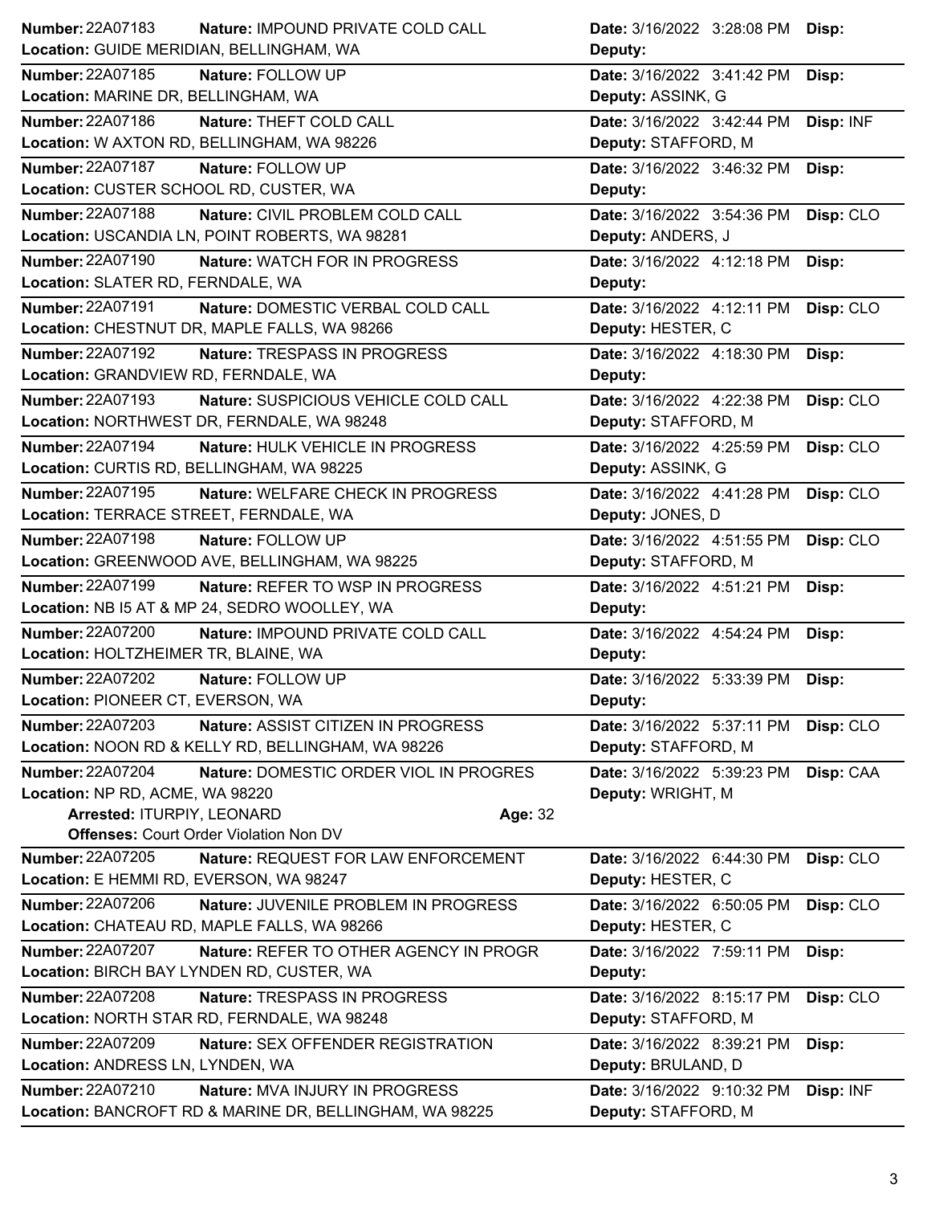**Number:** 22A07183 **Nature:** IMPOUND PRIVATE COLD CALL **Date:** 3/16/2022 3:28:08 PM **Disp:**
**Location:** GUIDE MERIDIAN, BELLINGHAM, WA **Deputy:**

---

**Number:** 22A07185 **Nature:** FOLLOW UP **Date:** 3/16/2022 3:41:42 PM **Disp:**
**Location:** MARINE DR, BELLINGHAM, WA **Deputy:** ASSINK, G

---

**Number:** 22A07186 **Nature:** THEFT COLD CALL **Date:** 3/16/2022 3:42:44 PM **Disp:** INF
**Location:** W AXTON RD, BELLINGHAM, WA 98226 **Deputy:** STAFFORD, M

---

**Number:** 22A07187 **Nature:** FOLLOW UP **Date:** 3/16/2022 3:46:32 PM **Disp:**
**Location:** CUSTER SCHOOL RD, CUSTER, WA **Deputy:**

---

**Number:** 22A07188 **Nature:** CIVIL PROBLEM COLD CALL **Date:** 3/16/2022 3:54:36 PM **Disp:** CLO
**Location:** USCANDIA LN, POINT ROBERTS, WA 98281 **Deputy:** ANDERS, J

---

**Number:** 22A07190 **Nature:** WATCH FOR IN PROGRESS **Date:** 3/16/2022 4:12:18 PM **Disp:**
**Location:** SLATER RD, FERNDALE, WA **Deputy:**

---

**Number:** 22A07191 **Nature:** DOMESTIC VERBAL COLD CALL **Date:** 3/16/2022 4:12:11 PM **Disp:** CLO
**Location:** CHESTNUT DR, MAPLE FALLS, WA 98266 **Deputy:** HESTER, C

---

**Number:** 22A07192 **Nature:** TRESPASS IN PROGRESS **Date:** 3/16/2022 4:18:30 PM **Disp:**
**Location:** GRANDVIEW RD, FERNDALE, WA **Deputy:**

---

**Number:** 22A07193 **Nature:** SUSPICIOUS VEHICLE COLD CALL **Date:** 3/16/2022 4:22:38 PM **Disp:** CLO
**Location:** NORTHWEST DR, FERNDALE, WA 98248 **Deputy:** STAFFORD, M

---

**Number:** 22A07194 **Nature:** HULK VEHICLE IN PROGRESS **Date:** 3/16/2022 4:25:59 PM **Disp:** CLO
**Location:** CURTIS RD, BELLINGHAM, WA 98225 **Deputy:** ASSINK, G

---

**Number:** 22A07195 **Nature:** WELFARE CHECK IN PROGRESS **Date:** 3/16/2022 4:41:28 PM **Disp:** CLO
**Location:** TERRACE STREET, FERNDALE, WA **Deputy:** JONES, D

---

**Number:** 22A07198 **Nature:** FOLLOW UP **Date:** 3/16/2022 4:51:55 PM **Disp:** CLO
**Location:** GREENWOOD AVE, BELLINGHAM, WA 98225 **Deputy:** STAFFORD, M

---

**Number:** 22A07199 **Nature:** REFER TO WSP IN PROGRESS **Date:** 3/16/2022 4:51:21 PM **Disp:**
**Location:** NB I5 AT & MP 24, SEDRO WOOLLEY, WA **Deputy:**

---

**Number:** 22A07200 **Nature:** IMPOUND PRIVATE COLD CALL **Date:** 3/16/2022 4:54:24 PM **Disp:**
**Location:** HOLTZHEIMER TR, BLAINE, WA **Deputy:**

---

**Number:** 22A07202 **Nature:** FOLLOW UP **Date:** 3/16/2022 5:33:39 PM **Disp:**
**Location:** PIONEER CT, EVERSON, WA **Deputy:**

---

**Number:** 22A07203 **Nature:** ASSIST CITIZEN IN PROGRESS **Date:** 3/16/2022 5:37:11 PM **Disp:** CLO
**Location:** NOON RD & KELLY RD, BELLINGHAM, WA 98226 **Deputy:** STAFFORD, M

---

**Number:** 22A07204 **Nature:** DOMESTIC ORDER VIOL IN PROGRES **Date:** 3/16/2022 5:39:23 PM **Disp:** CAA
**Location:** NP RD, ACME, WA 98220 **Deputy:** WRIGHT, M
**Arrested:** ITURPIY, LEONARD **Age:** 32
**Offenses:** Court Order Violation Non DV

---

**Number:** 22A07205 **Nature:** REQUEST FOR LAW ENFORCEMENT **Date:** 3/16/2022 6:44:30 PM **Disp:** CLO
**Location:** E HEMMI RD, EVERSON, WA 98247 **Deputy:** HESTER, C

---

**Number:** 22A07206 **Nature:** JUVENILE PROBLEM IN PROGRESS **Date:** 3/16/2022 6:50:05 PM **Disp:** CLO
**Location:** CHATEAU RD, MAPLE FALLS, WA 98266 **Deputy:** HESTER, C

---

**Number:** 22A07207 **Nature:** REFER TO OTHER AGENCY IN PROGR **Date:** 3/16/2022 7:59:11 PM **Disp:**
**Location:** BIRCH BAY LYNDEN RD, CUSTER, WA **Deputy:**

---

**Number:** 22A07208 **Nature:** TRESPASS IN PROGRESS **Date:** 3/16/2022 8:15:17 PM **Disp:** CLO
**Location:** NORTH STAR RD, FERNDALE, WA 98248 **Deputy:** STAFFORD, M

---

**Number:** 22A07209 **Nature:** SEX OFFENDER REGISTRATION **Date:** 3/16/2022 8:39:21 PM **Disp:**
**Location:** ANDRESS LN, LYNDEN, WA **Deputy:** BRULAND, D

---

**Number:** 22A07210 **Nature:** MVA INJURY IN PROGRESS **Date:** 3/16/2022 9:10:32 PM **Disp:** INF
**Location:** BANCROFT RD & MARINE DR, BELLINGHAM, WA 98225 **Deputy:** STAFFORD, M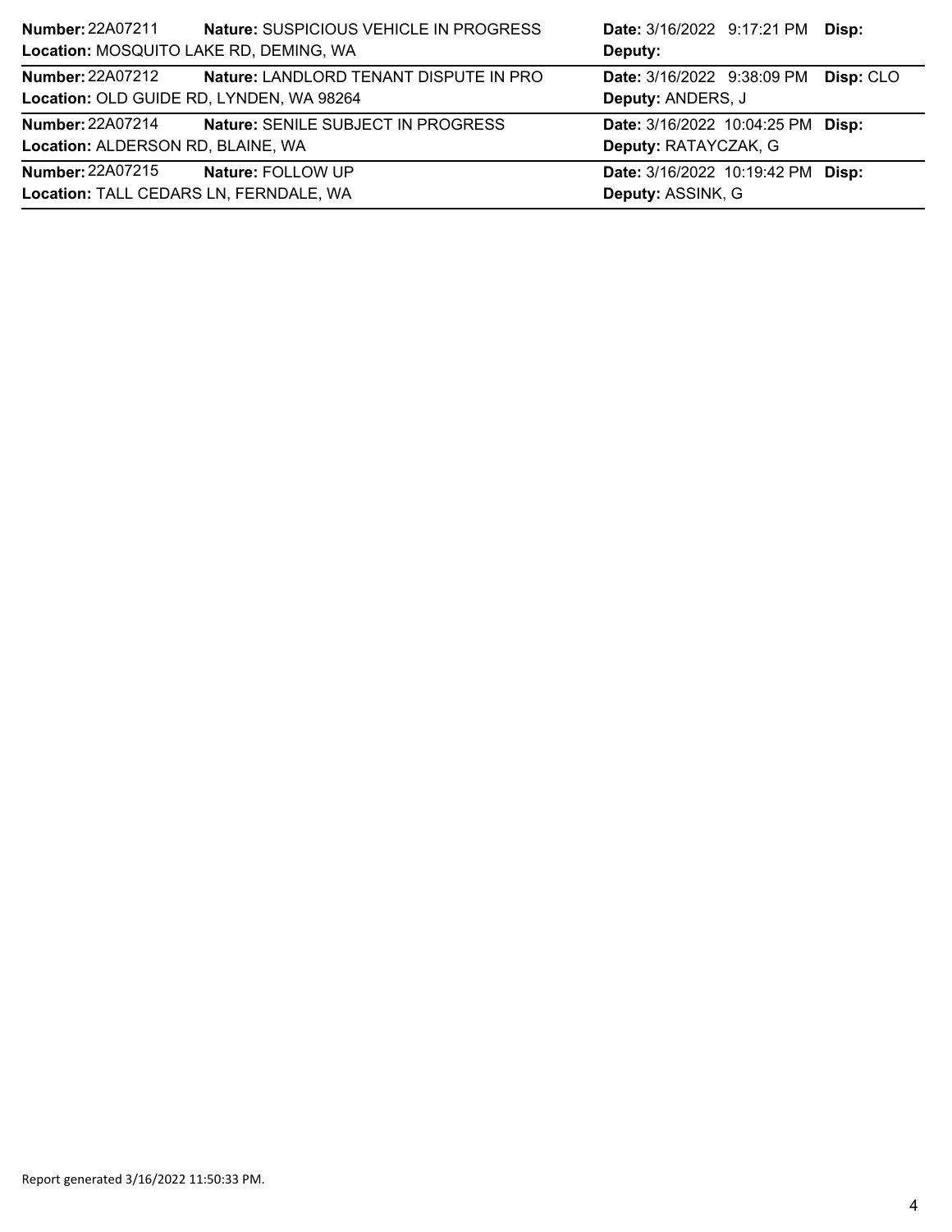**Number:** 22A07211 **Nature:** SUSPICIOUS VEHICLE IN PROGRESS **Date:** 3/16/2022 9:17:21 PM **Disp:**
**Location:** MOSQUITO LAKE RD, DEMING, WA **Deputy:**

**Number:** 22A07212 **Nature:** LANDLORD TENANT DISPUTE IN PRO **Date:** 3/16/2022 9:38:09 PM **Disp:** CLO
**Location:** OLD GUIDE RD, LYNDEN, WA 98264 **Deputy:** ANDERS, J

**Number:** 22A07214 **Nature:** SENILE SUBJECT IN PROGRESS **Date:** 3/16/2022 10:04:25 PM **Disp:**
**Location:** ALDERSON RD, BLAINE, WA **Deputy:** RATAYCZAK, G

**Number:** 22A07215 **Nature:** FOLLOW UP **Date:** 3/16/2022 10:19:42 PM **Disp:**
**Location:** TALL CEDARS LN, FERNDALE, WA **Deputy:** ASSINK, G

Report generated 3/16/2022 11:50:33 PM.